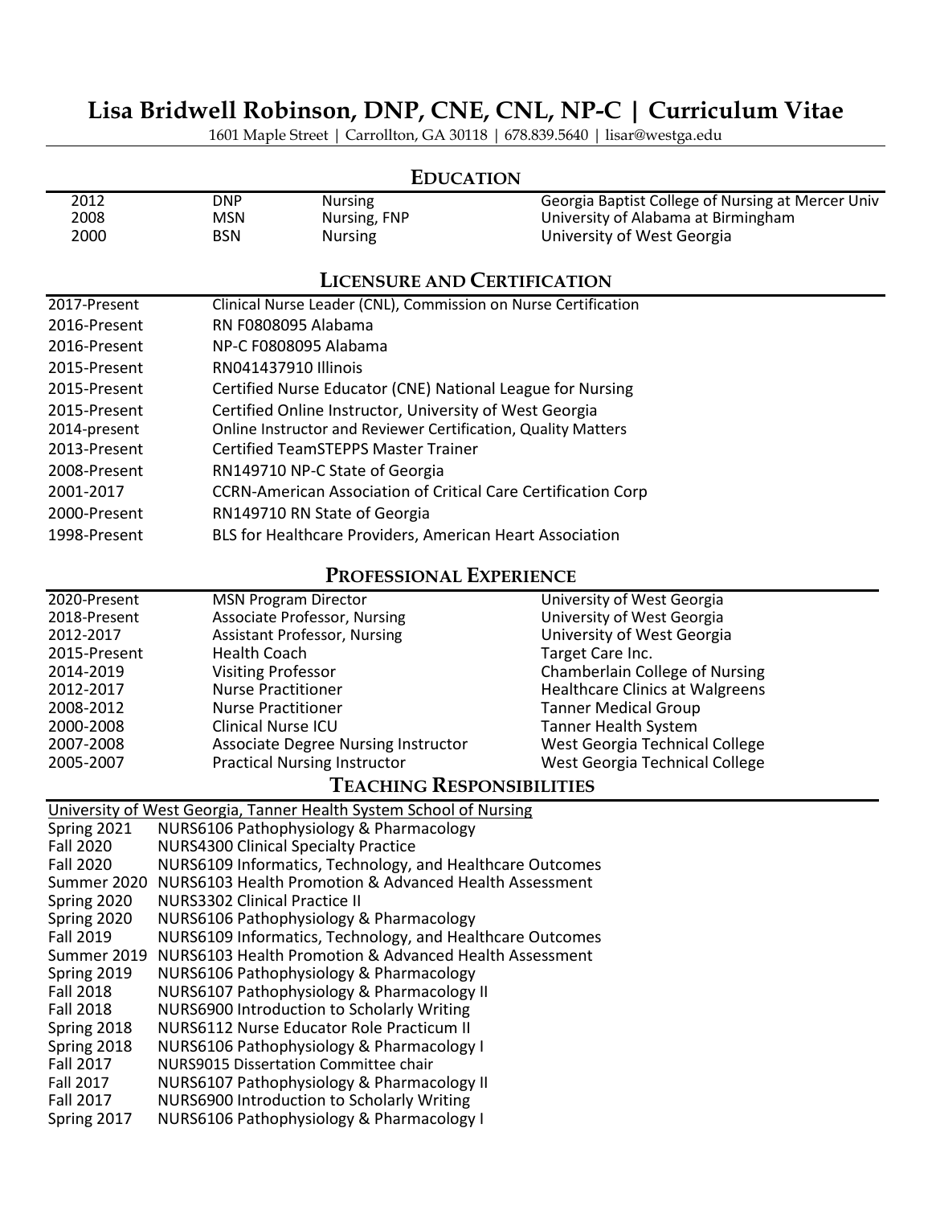# Lisa Bridwell Robinson, DNP, CNE, CNL, NP-C | Curriculum Vitae

1601 Maple Street | Carrollton, GA 30118 | 678.839.5640 | lisar@westga.edu

## Education

| | | | |
|---|---|---|---|
| 2012 | DNP | Nursing | Georgia Baptist College of Nursing at Mercer Univ |
| 2008 | MSN | Nursing, FNP | University of Alabama at Birmingham |
| 2000 | BSN | Nursing | University of West Georgia |

## Licensure and Certification

| | |
|---|---|
| 2017-Present | Clinical Nurse Leader (CNL), Commission on Nurse Certification |
| 2016-Present | RN F0808095 Alabama |
| 2016-Present | NP-C F0808095 Alabama |
| 2015-Present | RN041437910 Illinois |
| 2015-Present | Certified Nurse Educator (CNE) National League for Nursing |
| 2015-Present | Certified Online Instructor, University of West Georgia |
| 2014-present | Online Instructor and Reviewer Certification, Quality Matters |
| 2013-Present | Certified TeamSTEPPS Master Trainer |
| 2008-Present | RN149710 NP-C State of Georgia |
| 2001-2017 | CCRN-American Association of Critical Care Certification Corp |
| 2000-Present | RN149710 RN State of Georgia |
| 1998-Present | BLS for Healthcare Providers, American Heart Association |

## Professional Experience

| | | |
|---|---|---|
| 2020-Present | MSN Program Director | University of West Georgia |
| 2018-Present | Associate Professor, Nursing | University of West Georgia |
| 2012-2017 | Assistant Professor, Nursing | University of West Georgia |
| 2015-Present | Health Coach | Target Care Inc. |
| 2014-2019 | Visiting Professor | Chamberlain College of Nursing |
| 2012-2017 | Nurse Practitioner | Healthcare Clinics at Walgreens |
| 2008-2012 | Nurse Practitioner | Tanner Medical Group |
| 2000-2008 | Clinical Nurse ICU | Tanner Health System |
| 2007-2008 | Associate Degree Nursing Instructor | West Georgia Technical College |
| 2005-2007 | Practical Nursing Instructor | West Georgia Technical College |

## Teaching Responsibilities

University of West Georgia, Tanner Health System School of Nursing

| | |
|---|---|
| Spring 2021 | NURS6106 Pathophysiology & Pharmacology |
| Fall 2020 | NURS4300 Clinical Specialty Practice |
| Fall 2020 | NURS6109 Informatics, Technology, and Healthcare Outcomes |
| Summer 2020 | NURS6103 Health Promotion & Advanced Health Assessment |
| Spring 2020 | NURS3302 Clinical Practice II |
| Spring 2020 | NURS6106 Pathophysiology & Pharmacology |
| Fall 2019 | NURS6109 Informatics, Technology, and Healthcare Outcomes |
| Summer 2019 | NURS6103 Health Promotion & Advanced Health Assessment |
| Spring 2019 | NURS6106 Pathophysiology & Pharmacology |
| Fall 2018 | NURS6107 Pathophysiology & Pharmacology II |
| Fall 2018 | NURS6900 Introduction to Scholarly Writing |
| Spring 2018 | NURS6112 Nurse Educator Role Practicum II |
| Spring 2018 | NURS6106 Pathophysiology & Pharmacology I |
| Fall 2017 | NURS9015 Dissertation Committee chair |
| Fall 2017 | NURS6107 Pathophysiology & Pharmacology II |
| Fall 2017 | NURS6900 Introduction to Scholarly Writing |
| Spring 2017 | NURS6106 Pathophysiology & Pharmacology I |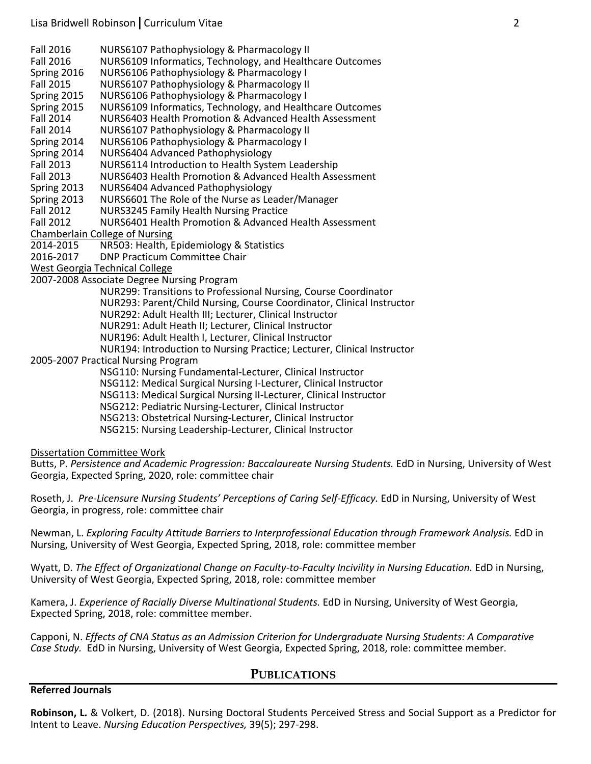Fall 2016 NURS6107 Pathophysiology & Pharmacology II
Fall 2016 NURS6109 Informatics, Technology, and Healthcare Outcomes
Spring 2016 NURS6106 Pathophysiology & Pharmacology I
Fall 2015 NURS6107 Pathophysiology & Pharmacology II
Spring 2015 NURS6106 Pathophysiology & Pharmacology I
Spring 2015 NURS6109 Informatics, Technology, and Healthcare Outcomes
Fall 2014 NURS6403 Health Promotion & Advanced Health Assessment
Fall 2014 NURS6107 Pathophysiology & Pharmacology II
Spring 2014 NURS6106 Pathophysiology & Pharmacology I
Spring 2014 NURS6404 Advanced Pathophysiology
Fall 2013 NURS6114 Introduction to Health System Leadership
Fall 2013 NURS6403 Health Promotion & Advanced Health Assessment
Spring 2013 NURS6404 Advanced Pathophysiology
Spring 2013 NURS6601 The Role of the Nurse as Leader/Manager
Fall 2012 NURS3245 Family Health Nursing Practice
Fall 2012 NURS6401 Health Promotion & Advanced Health Assessment

Chamberlain College of Nursing

2014-2015 NR503: Health, Epidemiology & Statistics
2016-2017 DNP Practicum Committee Chair

West Georgia Technical College

2007-2008 Associate Degree Nursing Program

- NUR299: Transitions to Professional Nursing, Course Coordinator
- NUR293: Parent/Child Nursing, Course Coordinator, Clinical Instructor
- NUR292: Adult Health III; Lecturer, Clinical Instructor
- NUR291: Adult Heath II; Lecturer, Clinical Instructor
- NUR196: Adult Health I, Lecturer, Clinical Instructor
- NUR194: Introduction to Nursing Practice; Lecturer, Clinical Instructor

2005-2007 Practical Nursing Program

- NSG110: Nursing Fundamental-Lecturer, Clinical Instructor
- NSG112: Medical Surgical Nursing I-Lecturer, Clinical Instructor
- NSG113: Medical Surgical Nursing II-Lecturer, Clinical Instructor
- NSG212: Pediatric Nursing-Lecturer, Clinical Instructor
- NSG213: Obstetrical Nursing-Lecturer, Clinical Instructor
- NSG215: Nursing Leadership-Lecturer, Clinical Instructor

Dissertation Committee Work

Butts, P. *Persistence and Academic Progression: Baccalaureate Nursing Students.* EdD in Nursing, University of West Georgia, Expected Spring, 2020, role: committee chair

Roseth, J. *Pre-Licensure Nursing Students' Perceptions of Caring Self-Efficacy.* EdD in Nursing, University of West Georgia, in progress, role: committee chair

Newman, L. *Exploring Faculty Attitude Barriers to Interprofessional Education through Framework Analysis.* EdD in Nursing, University of West Georgia, Expected Spring, 2018, role: committee member

Wyatt, D. *The Effect of Organizational Change on Faculty-to-Faculty Incivility in Nursing Education.* EdD in Nursing, University of West Georgia, Expected Spring, 2018, role: committee member

Kamera, J. *Experience of Racially Diverse Multinational Students.* EdD in Nursing, University of West Georgia, Expected Spring, 2018, role: committee member.

Capponi, N. *Effects of CNA Status as an Admission Criterion for Undergraduate Nursing Students: A Comparative Case Study.* EdD in Nursing, University of West Georgia, Expected Spring, 2018, role: committee member.

## PUBLICATIONS

**Referred Journals**

**Robinson, L.** & Volkert, D. (2018). Nursing Doctoral Students Perceived Stress and Social Support as a Predictor for Intent to Leave. *Nursing Education Perspectives,* 39(5); 297-298.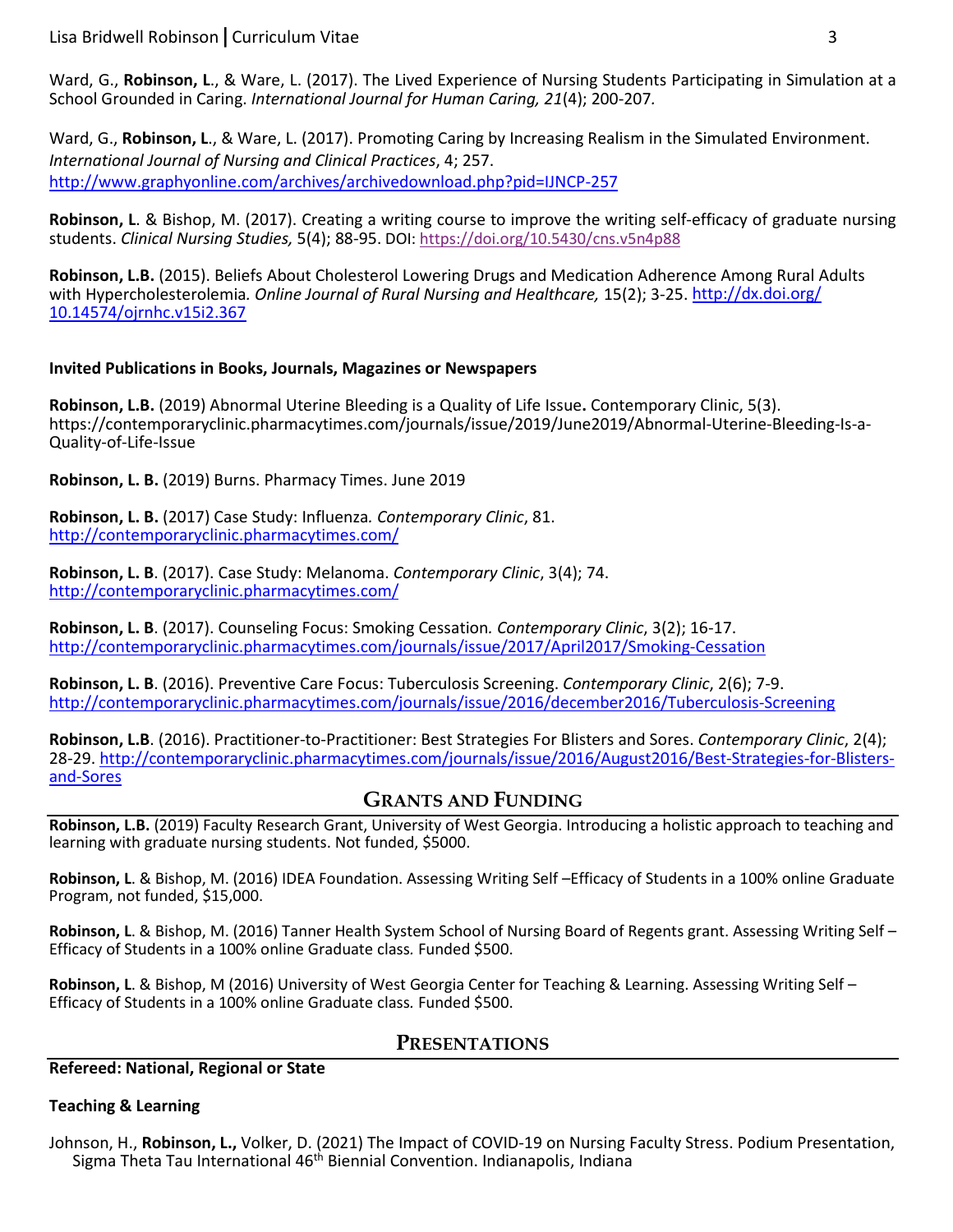Ward, G., **Robinson, L**., & Ware, L. (2017). The Lived Experience of Nursing Students Participating in Simulation at a School Grounded in Caring. *International Journal for Human Caring, 21*(4); 200-207.

Ward, G., **Robinson, L**., & Ware, L. (2017). Promoting Caring by Increasing Realism in the Simulated Environment. *International Journal of Nursing and Clinical Practices*, 4; 257. http://www.graphyonline.com/archives/archivedownload.php?pid=IJNCP-257

**Robinson, L**. & Bishop, M. (2017). Creating a writing course to improve the writing self-efficacy of graduate nursing students. *Clinical Nursing Studies,* 5(4); 88-95. DOI: https://doi.org/10.5430/cns.v5n4p88

**Robinson, L.B.** (2015). Beliefs About Cholesterol Lowering Drugs and Medication Adherence Among Rural Adults with Hypercholesterolemia*. Online Journal of Rural Nursing and Healthcare,* 15(2); 3-25. http://dx.doi.org/10.14574/ojrnhc.v15i2.367

**Invited Publications in Books, Journals, Magazines or Newspapers**

**Robinson, L.B.** (2019) Abnormal Uterine Bleeding is a Quality of Life Issue**.** Contemporary Clinic, 5(3). https://contemporaryclinic.pharmacytimes.com/journals/issue/2019/June2019/Abnormal-Uterine-Bleeding-Is-a-Quality-of-Life-Issue

**Robinson, L. B.** (2019) Burns. Pharmacy Times. June 2019

**Robinson, L. B.** (2017) Case Study: Influenza*. Contemporary Clinic*, 81. http://contemporaryclinic.pharmacytimes.com/

**Robinson, L. B**. (2017). Case Study: Melanoma. *Contemporary Clinic*, 3(4); 74. http://contemporaryclinic.pharmacytimes.com/

**Robinson, L. B**. (2017). Counseling Focus: Smoking Cessation*. Contemporary Clinic*, 3(2); 16-17. http://contemporaryclinic.pharmacytimes.com/journals/issue/2017/April2017/Smoking-Cessation

**Robinson, L. B**. (2016). Preventive Care Focus: Tuberculosis Screening. *Contemporary Clinic*, 2(6); 7-9. http://contemporaryclinic.pharmacytimes.com/journals/issue/2016/december2016/Tuberculosis-Screening

**Robinson, L.B**. (2016). Practitioner-to-Practitioner: Best Strategies For Blisters and Sores. *Contemporary Clinic*, 2(4); 28-29. http://contemporaryclinic.pharmacytimes.com/journals/issue/2016/August2016/Best-Strategies-for-Blisters-and-Sores

## Grants and Funding

**Robinson, L.B.** (2019) Faculty Research Grant, University of West Georgia. Introducing a holistic approach to teaching and learning with graduate nursing students. Not funded, $5000.

**Robinson, L**. & Bishop, M. (2016) IDEA Foundation. Assessing Writing Self –Efficacy of Students in a 100% online Graduate Program, not funded, $15,000.

**Robinson, L**. & Bishop, M. (2016) Tanner Health System School of Nursing Board of Regents grant. Assessing Writing Self – Efficacy of Students in a 100% online Graduate class*.* Funded $500.

**Robinson, L**. & Bishop, M (2016) University of West Georgia Center for Teaching & Learning. Assessing Writing Self – Efficacy of Students in a 100% online Graduate class*.* Funded $500.

## Presentations

**Refereed: National, Regional or State**

**Teaching & Learning**

Johnson, H., **Robinson, L.,** Volker, D. (2021) The Impact of COVID-19 on Nursing Faculty Stress. Podium Presentation, Sigma Theta Tau International 46th Biennial Convention. Indianapolis, Indiana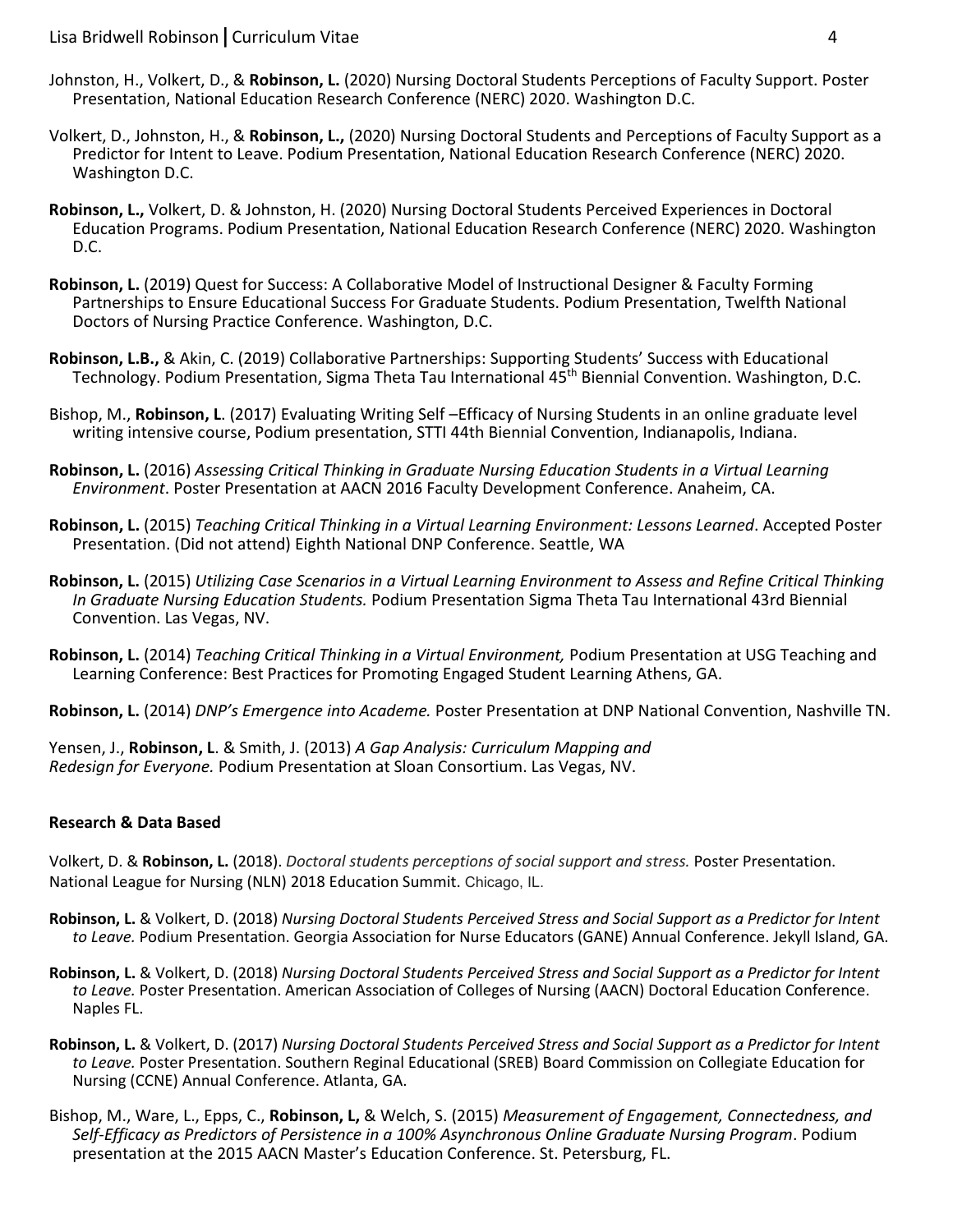Johnston, H., Volkert, D., & **Robinson, L.** (2020) Nursing Doctoral Students Perceptions of Faculty Support. Poster Presentation, National Education Research Conference (NERC) 2020. Washington D.C.

Volkert, D., Johnston, H., & **Robinson, L.,** (2020) Nursing Doctoral Students and Perceptions of Faculty Support as a Predictor for Intent to Leave. Podium Presentation, National Education Research Conference (NERC) 2020. Washington D.C.

**Robinson, L.,** Volkert, D. & Johnston, H. (2020) Nursing Doctoral Students Perceived Experiences in Doctoral Education Programs. Podium Presentation, National Education Research Conference (NERC) 2020. Washington D.C.

**Robinson, L.** (2019) Quest for Success: A Collaborative Model of Instructional Designer & Faculty Forming Partnerships to Ensure Educational Success For Graduate Students. Podium Presentation, Twelfth National Doctors of Nursing Practice Conference. Washington, D.C.

**Robinson, L.B.,** & Akin, C. (2019) Collaborative Partnerships: Supporting Students' Success with Educational Technology. Podium Presentation, Sigma Theta Tau International 45th Biennial Convention. Washington, D.C.

Bishop, M., **Robinson, L**. (2017) Evaluating Writing Self –Efficacy of Nursing Students in an online graduate level writing intensive course, Podium presentation, STTI 44th Biennial Convention, Indianapolis, Indiana.

**Robinson, L.** (2016) *Assessing Critical Thinking in Graduate Nursing Education Students in a Virtual Learning Environment*. Poster Presentation at AACN 2016 Faculty Development Conference. Anaheim, CA.

**Robinson, L.** (2015) *Teaching Critical Thinking in a Virtual Learning Environment: Lessons Learned*. Accepted Poster Presentation. (Did not attend) Eighth National DNP Conference. Seattle, WA

**Robinson, L.** (2015) *Utilizing Case Scenarios in a Virtual Learning Environment to Assess and Refine Critical Thinking In Graduate Nursing Education Students.* Podium Presentation Sigma Theta Tau International 43rd Biennial Convention. Las Vegas, NV.

**Robinson, L.** (2014) *Teaching Critical Thinking in a Virtual Environment,* Podium Presentation at USG Teaching and Learning Conference: Best Practices for Promoting Engaged Student Learning Athens, GA.

**Robinson, L.** (2014) *DNP's Emergence into Academe.* Poster Presentation at DNP National Convention, Nashville TN.

Yensen, J., **Robinson, L**. & Smith, J. (2013) *A Gap Analysis: Curriculum Mapping and Redesign for Everyone.* Podium Presentation at Sloan Consortium. Las Vegas, NV.

**Research & Data Based**

Volkert, D. & **Robinson, L.** (2018). *Doctoral students perceptions of social support and stress.* Poster Presentation. National League for Nursing (NLN) 2018 Education Summit. Chicago, IL.

**Robinson, L.** & Volkert, D. (2018) *Nursing Doctoral Students Perceived Stress and Social Support as a Predictor for Intent to Leave.* Podium Presentation. Georgia Association for Nurse Educators (GANE) Annual Conference. Jekyll Island, GA.

**Robinson, L.** & Volkert, D. (2018) *Nursing Doctoral Students Perceived Stress and Social Support as a Predictor for Intent to Leave.* Poster Presentation. American Association of Colleges of Nursing (AACN) Doctoral Education Conference. Naples FL.

**Robinson, L.** & Volkert, D. (2017) *Nursing Doctoral Students Perceived Stress and Social Support as a Predictor for Intent to Leave.* Poster Presentation. Southern Reginal Educational (SREB) Board Commission on Collegiate Education for Nursing (CCNE) Annual Conference. Atlanta, GA.

Bishop, M., Ware, L., Epps, C., **Robinson, L,** & Welch, S. (2015) *Measurement of Engagement, Connectedness, and Self-Efficacy as Predictors of Persistence in a 100% Asynchronous Online Graduate Nursing Program*. Podium presentation at the 2015 AACN Master's Education Conference. St. Petersburg, FL.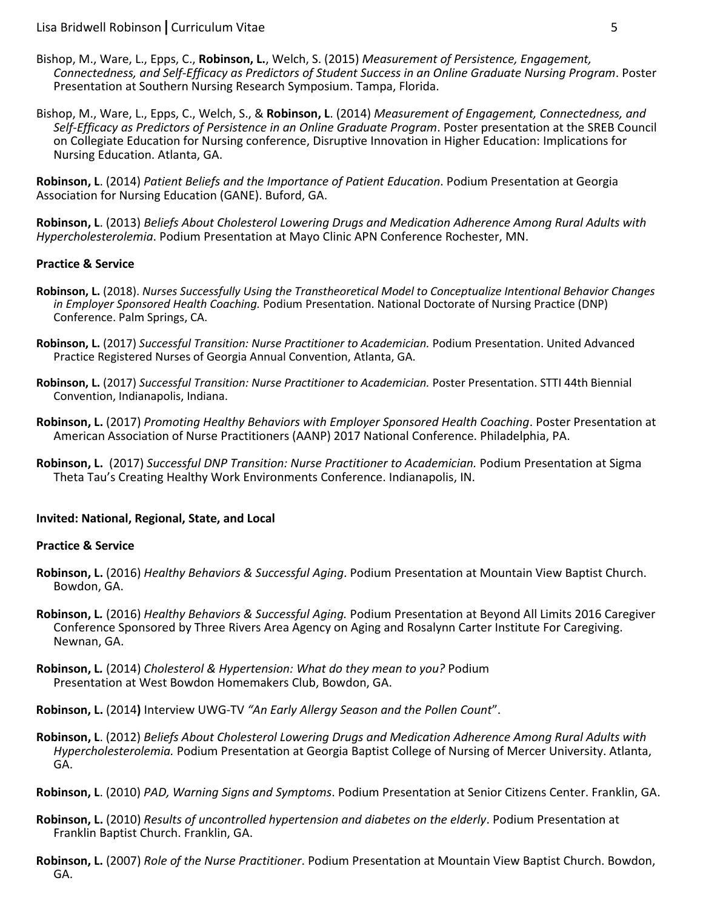Bishop, M., Ware, L., Epps, C., **Robinson, L.**, Welch, S. (2015) *Measurement of Persistence, Engagement, Connectedness, and Self-Efficacy as Predictors of Student Success in an Online Graduate Nursing Program*. Poster Presentation at Southern Nursing Research Symposium. Tampa, Florida.

Bishop, M., Ware, L., Epps, C., Welch, S., & **Robinson, L**. (2014) *Measurement of Engagement, Connectedness, and Self-Efficacy as Predictors of Persistence in an Online Graduate Program*. Poster presentation at the SREB Council on Collegiate Education for Nursing conference, Disruptive Innovation in Higher Education: Implications for Nursing Education. Atlanta, GA.

**Robinson, L**. (2014) *Patient Beliefs and the Importance of Patient Education*. Podium Presentation at Georgia Association for Nursing Education (GANE). Buford, GA.

**Robinson, L**. (2013) *Beliefs About Cholesterol Lowering Drugs and Medication Adherence Among Rural Adults with Hypercholesterolemia*. Podium Presentation at Mayo Clinic APN Conference Rochester, MN.

**Practice & Service**

**Robinson, L.** (2018). *Nurses Successfully Using the Transtheoretical Model to Conceptualize Intentional Behavior Changes in Employer Sponsored Health Coaching.* Podium Presentation. National Doctorate of Nursing Practice (DNP) Conference. Palm Springs, CA.

**Robinson, L.** (2017) *Successful Transition: Nurse Practitioner to Academician.* Podium Presentation. United Advanced Practice Registered Nurses of Georgia Annual Convention, Atlanta, GA.

**Robinson, L.** (2017) *Successful Transition: Nurse Practitioner to Academician.* Poster Presentation. STTI 44th Biennial Convention, Indianapolis, Indiana.

**Robinson, L.** (2017) *Promoting Healthy Behaviors with Employer Sponsored Health Coaching*. Poster Presentation at American Association of Nurse Practitioners (AANP) 2017 National Conference. Philadelphia, PA.

**Robinson, L.** (2017) *Successful DNP Transition: Nurse Practitioner to Academician.* Podium Presentation at Sigma Theta Tau's Creating Healthy Work Environments Conference. Indianapolis, IN.

**Invited: National, Regional, State, and Local**

**Practice & Service**

**Robinson, L.** (2016) *Healthy Behaviors & Successful Aging*. Podium Presentation at Mountain View Baptist Church. Bowdon, GA.

**Robinson, L.** (2016) *Healthy Behaviors & Successful Aging.* Podium Presentation at Beyond All Limits 2016 Caregiver Conference Sponsored by Three Rivers Area Agency on Aging and Rosalynn Carter Institute For Caregiving. Newnan, GA.

**Robinson, L.** (2014) *Cholesterol & Hypertension: What do they mean to you?* Podium Presentation at West Bowdon Homemakers Club, Bowdon, GA.

**Robinson, L.** (2014**)** Interview UWG-TV *"An Early Allergy Season and the Pollen Count*".

**Robinson, L**. (2012) *Beliefs About Cholesterol Lowering Drugs and Medication Adherence Among Rural Adults with Hypercholesterolemia.* Podium Presentation at Georgia Baptist College of Nursing of Mercer University. Atlanta, GA.

**Robinson, L**. (2010) *PAD, Warning Signs and Symptoms*. Podium Presentation at Senior Citizens Center. Franklin, GA.

**Robinson, L.** (2010) *Results of uncontrolled hypertension and diabetes on the elderly*. Podium Presentation at Franklin Baptist Church. Franklin, GA.

**Robinson, L.** (2007) *Role of the Nurse Practitioner*. Podium Presentation at Mountain View Baptist Church. Bowdon, GA.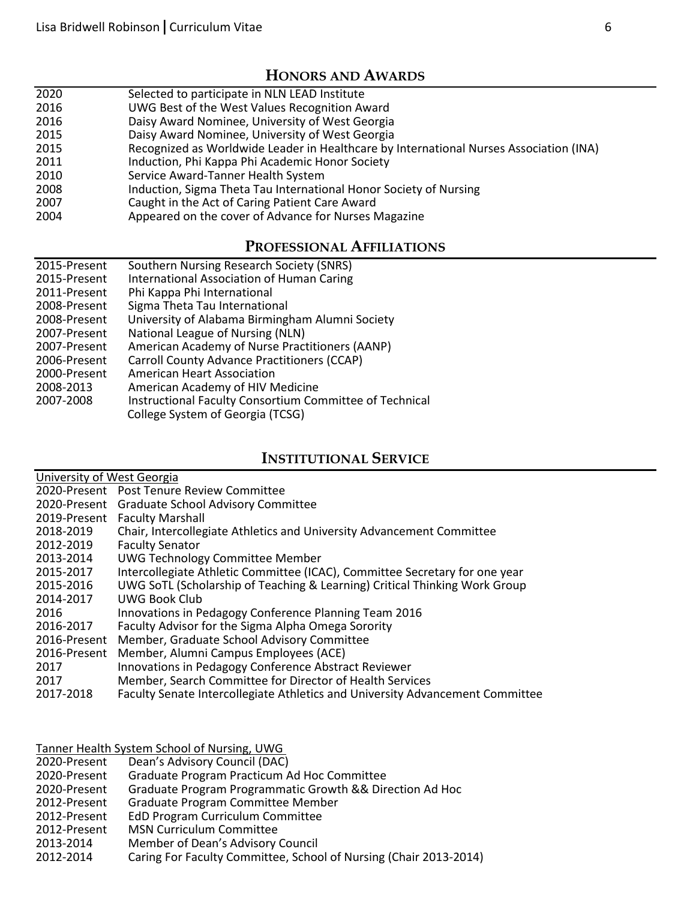## HONORS AND AWARDS

| | |
|---|---|
| 2020 | Selected to participate in NLN LEAD Institute |
| 2016 | UWG Best of the West Values Recognition Award |
| 2016 | Daisy Award Nominee, University of West Georgia |
| 2015 | Daisy Award Nominee, University of West Georgia |
| 2015 | Recognized as Worldwide Leader in Healthcare by International Nurses Association (INA) |
| 2011 | Induction, Phi Kappa Phi Academic Honor Society |
| 2010 | Service Award-Tanner Health System |
| 2008 | Induction, Sigma Theta Tau International Honor Society of Nursing |
| 2007 | Caught in the Act of Caring Patient Care Award |
| 2004 | Appeared on the cover of Advance for Nurses Magazine |

## PROFESSIONAL AFFILIATIONS

| | |
|---|---|
| 2015-Present | Southern Nursing Research Society (SNRS) |
| 2015-Present | International Association of Human Caring |
| 2011-Present | Phi Kappa Phi International |
| 2008-Present | Sigma Theta Tau International |
| 2008-Present | University of Alabama Birmingham Alumni Society |
| 2007-Present | National League of Nursing (NLN) |
| 2007-Present | American Academy of Nurse Practitioners (AANP) |
| 2006-Present | Carroll County Advance Practitioners (CCAP) |
| 2000-Present | American Heart Association |
| 2008-2013 | American Academy of HIV Medicine |
| 2007-2008 | Instructional Faculty Consortium Committee of Technical College System of Georgia (TCSG) |

## INSTITUTIONAL SERVICE

University of West Georgia

| | |
|---|---|
| 2020-Present | Post Tenure Review Committee |
| 2020-Present | Graduate School Advisory Committee |
| 2019-Present | Faculty Marshall |
| 2018-2019 | Chair, Intercollegiate Athletics and University Advancement Committee |
| 2012-2019 | Faculty Senator |
| 2013-2014 | UWG Technology Committee Member |
| 2015-2017 | Intercollegiate Athletic Committee (ICAC), Committee Secretary for one year |
| 2015-2016 | UWG SoTL (Scholarship of Teaching & Learning) Critical Thinking Work Group |
| 2014-2017 | UWG Book Club |
| 2016 | Innovations in Pedagogy Conference Planning Team 2016 |
| 2016-2017 | Faculty Advisor for the Sigma Alpha Omega Sorority |
| 2016-Present | Member, Graduate School Advisory Committee |
| 2016-Present | Member, Alumni Campus Employees (ACE) |
| 2017 | Innovations in Pedagogy Conference Abstract Reviewer |
| 2017 | Member, Search Committee for Director of Health Services |
| 2017-2018 | Faculty Senate Intercollegiate Athletics and University Advancement Committee |

Tanner Health System School of Nursing, UWG

| | |
|---|---|
| 2020-Present | Dean's Advisory Council (DAC) |
| 2020-Present | Graduate Program Practicum Ad Hoc Committee |
| 2020-Present | Graduate Program Programmatic Growth && Direction Ad Hoc |
| 2012-Present | Graduate Program Committee Member |
| 2012-Present | EdD Program Curriculum Committee |
| 2012-Present | MSN Curriculum Committee |
| 2013-2014 | Member of Dean's Advisory Council |
| 2012-2014 | Caring For Faculty Committee, School of Nursing (Chair 2013-2014) |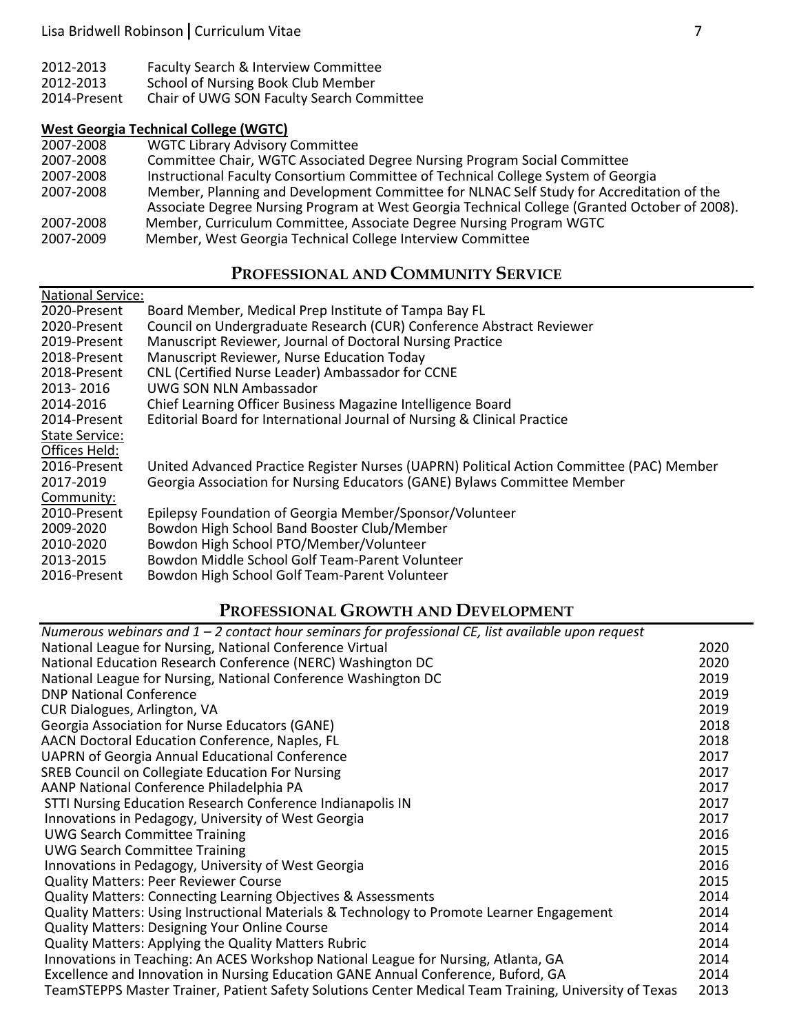2012-2013 Faculty Search & Interview Committee
2012-2013 School of Nursing Book Club Member
2014-Present Chair of UWG SON Faculty Search Committee

**West Georgia Technical College (WGTC)**

2007-2008 WGTC Library Advisory Committee
2007-2008 Committee Chair, WGTC Associated Degree Nursing Program Social Committee
2007-2008 Instructional Faculty Consortium Committee of Technical College System of Georgia
2007-2008 Member, Planning and Development Committee for NLNAC Self Study for Accreditation of the Associate Degree Nursing Program at West Georgia Technical College (Granted October of 2008).
2007-2008 Member, Curriculum Committee, Associate Degree Nursing Program WGTC
2007-2009 Member, West Georgia Technical College Interview Committee

## Professional and Community Service

National Service:

2020-Present Board Member, Medical Prep Institute of Tampa Bay FL
2020-Present Council on Undergraduate Research (CUR) Conference Abstract Reviewer
2019-Present Manuscript Reviewer, Journal of Doctoral Nursing Practice
2018-Present Manuscript Reviewer, Nurse Education Today
2018-Present CNL (Certified Nurse Leader) Ambassador for CCNE
2013- 2016 UWG SON NLN Ambassador
2014-2016 Chief Learning Officer Business Magazine Intelligence Board
2014-Present Editorial Board for International Journal of Nursing & Clinical Practice

State Service:

Offices Held:

2016-Present United Advanced Practice Register Nurses (UAPRN) Political Action Committee (PAC) Member
2017-2019 Georgia Association for Nursing Educators (GANE) Bylaws Committee Member

Community:

2010-Present Epilepsy Foundation of Georgia Member/Sponsor/Volunteer
2009-2020 Bowdon High School Band Booster Club/Member
2010-2020 Bowdon High School PTO/Member/Volunteer
2013-2015 Bowdon Middle School Golf Team-Parent Volunteer
2016-Present Bowdon High School Golf Team-Parent Volunteer

## Professional Growth and Development

*Numerous webinars and 1 – 2 contact hour seminars for professional CE, list available upon request*

| | |
|---|---|
| National League for Nursing, National Conference Virtual | 2020 |
| National Education Research Conference (NERC) Washington DC | 2020 |
| National League for Nursing, National Conference Washington DC | 2019 |
| DNP National Conference | 2019 |
| CUR Dialogues, Arlington, VA | 2019 |
| Georgia Association for Nurse Educators (GANE) | 2018 |
| AACN Doctoral Education Conference, Naples, FL | 2018 |
| UAPRN of Georgia Annual Educational Conference | 2017 |
| SREB Council on Collegiate Education For Nursing | 2017 |
| AANP National Conference Philadelphia PA | 2017 |
| STTI Nursing Education Research Conference Indianapolis IN | 2017 |
| Innovations in Pedagogy, University of West Georgia | 2017 |
| UWG Search Committee Training | 2016 |
| UWG Search Committee Training | 2015 |
| Innovations in Pedagogy, University of West Georgia | 2016 |
| Quality Matters: Peer Reviewer Course | 2015 |
| Quality Matters: Connecting Learning Objectives & Assessments | 2014 |
| Quality Matters: Using Instructional Materials & Technology to Promote Learner Engagement | 2014 |
| Quality Matters: Designing Your Online Course | 2014 |
| Quality Matters: Applying the Quality Matters Rubric | 2014 |
| Innovations in Teaching: An ACES Workshop National League for Nursing, Atlanta, GA | 2014 |
| Excellence and Innovation in Nursing Education GANE Annual Conference, Buford, GA | 2014 |
| TeamSTEPPS Master Trainer, Patient Safety Solutions Center Medical Team Training, University of Texas | 2013 |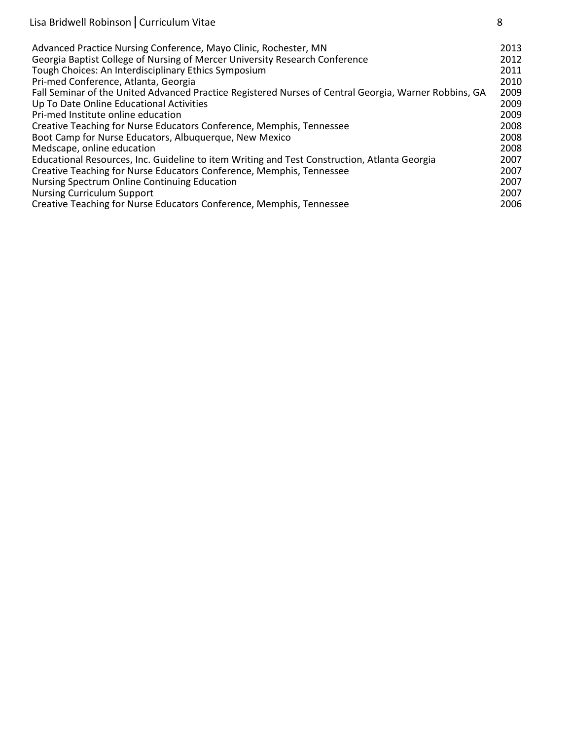| | |
|---|---|
| Advanced Practice Nursing Conference, Mayo Clinic, Rochester, MN | 2013 |
| Georgia Baptist College of Nursing of Mercer University Research Conference | 2012 |
| Tough Choices: An Interdisciplinary Ethics Symposium | 2011 |
| Pri-med Conference, Atlanta, Georgia | 2010 |
| Fall Seminar of the United Advanced Practice Registered Nurses of Central Georgia, Warner Robbins, GA | 2009 |
| Up To Date Online Educational Activities | 2009 |
| Pri-med Institute online education | 2009 |
| Creative Teaching for Nurse Educators Conference, Memphis, Tennessee | 2008 |
| Boot Camp for Nurse Educators, Albuquerque, New Mexico | 2008 |
| Medscape, online education | 2008 |
| Educational Resources, Inc. Guideline to item Writing and Test Construction, Atlanta Georgia | 2007 |
| Creative Teaching for Nurse Educators Conference, Memphis, Tennessee | 2007 |
| Nursing Spectrum Online Continuing Education | 2007 |
| Nursing Curriculum Support | 2007 |
| Creative Teaching for Nurse Educators Conference, Memphis, Tennessee | 2006 |